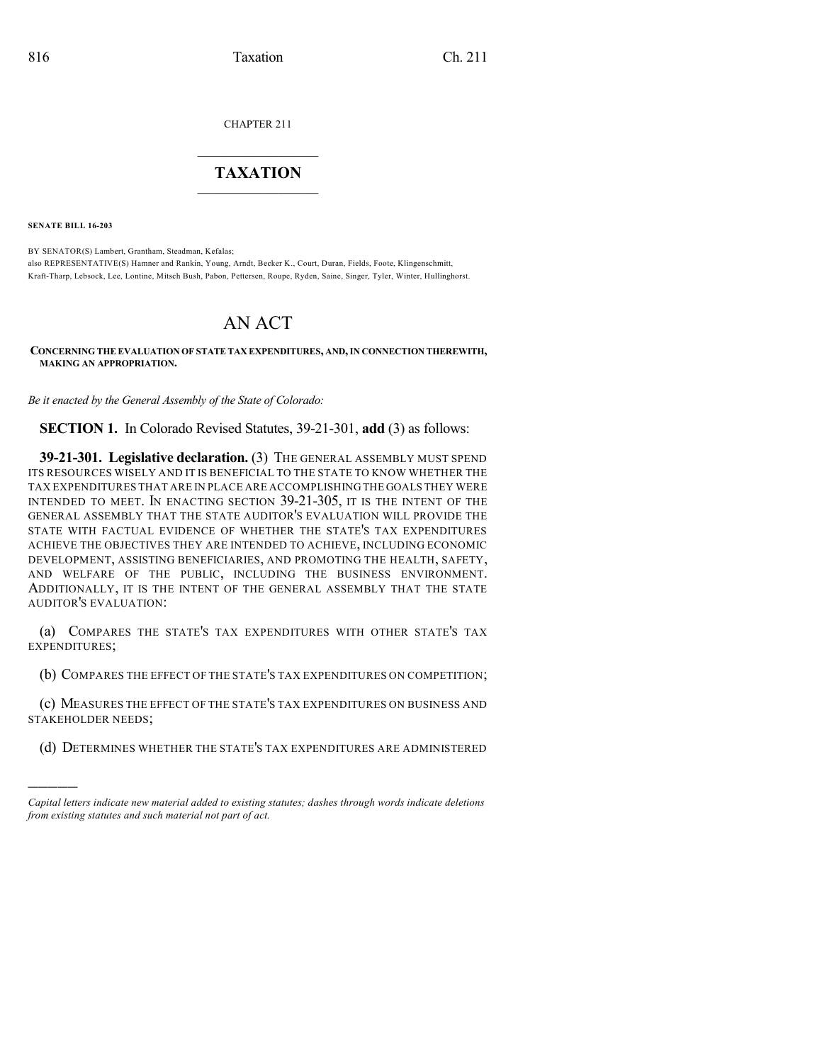CHAPTER 211

# TAXATION

**SENATE BILL 16-203**

BY SENATOR(S) Lambert, Grantham, Steadman, Kefalas;
also REPRESENTATIVE(S) Hamner and Rankin, Young, Arndt, Becker K., Court, Duran, Fields, Foote, Klingenschmitt, Kraft-Tharp, Lebsock, Lee, Lontine, Mitsch Bush, Pabon, Pettersen, Roupe, Ryden, Saine, Singer, Tyler, Winter, Hullinghorst.

# AN ACT

**CONCERNING THE EVALUATION OF STATE TAX EXPENDITURES, AND, IN CONNECTION THEREWITH, MAKING AN APPROPRIATION.**

*Be it enacted by the General Assembly of the State of Colorado:*

**SECTION 1.** In Colorado Revised Statutes, 39-21-301, **add** (3) as follows:

**39-21-301. Legislative declaration.** (3) THE GENERAL ASSEMBLY MUST SPEND ITS RESOURCES WISELY AND IT IS BENEFICIAL TO THE STATE TO KNOW WHETHER THE TAX EXPENDITURES THAT ARE IN PLACE ARE ACCOMPLISHING THE GOALS THEY WERE INTENDED TO MEET. IN ENACTING SECTION 39-21-305, IT IS THE INTENT OF THE GENERAL ASSEMBLY THAT THE STATE AUDITOR'S EVALUATION WILL PROVIDE THE STATE WITH FACTUAL EVIDENCE OF WHETHER THE STATE'S TAX EXPENDITURES ACHIEVE THE OBJECTIVES THEY ARE INTENDED TO ACHIEVE, INCLUDING ECONOMIC DEVELOPMENT, ASSISTING BENEFICIARIES, AND PROMOTING THE HEALTH, SAFETY, AND WELFARE OF THE PUBLIC, INCLUDING THE BUSINESS ENVIRONMENT. ADDITIONALLY, IT IS THE INTENT OF THE GENERAL ASSEMBLY THAT THE STATE AUDITOR'S EVALUATION:

(a) COMPARES THE STATE'S TAX EXPENDITURES WITH OTHER STATE'S TAX EXPENDITURES;

(b) COMPARES THE EFFECT OF THE STATE'S TAX EXPENDITURES ON COMPETITION;

(c) MEASURES THE EFFECT OF THE STATE'S TAX EXPENDITURES ON BUSINESS AND STAKEHOLDER NEEDS;

(d) DETERMINES WHETHER THE STATE'S TAX EXPENDITURES ARE ADMINISTERED

*Capital letters indicate new material added to existing statutes; dashes through words indicate deletions from existing statutes and such material not part of act.*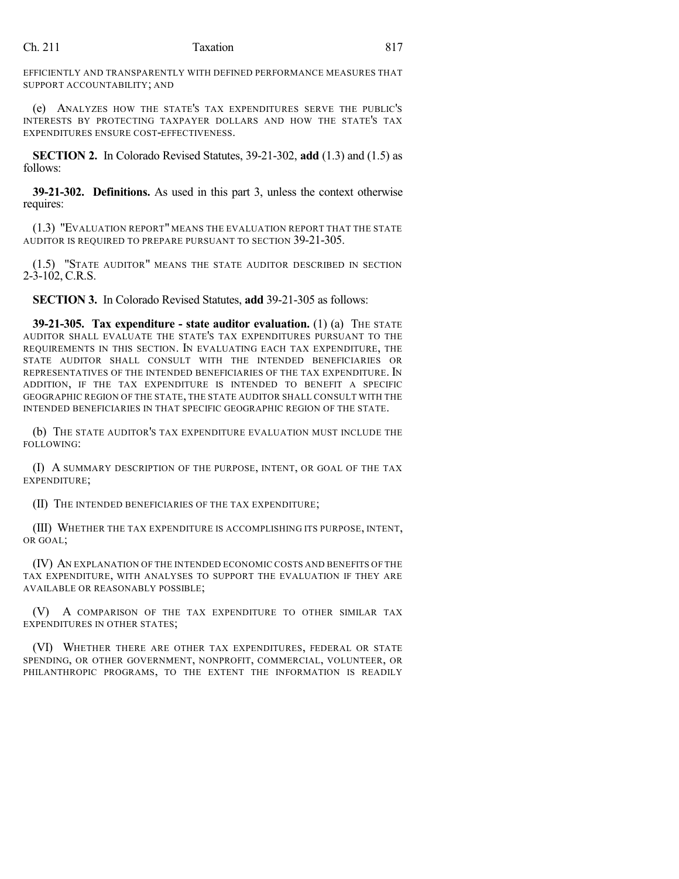EFFICIENTLY AND TRANSPARENTLY WITH DEFINED PERFORMANCE MEASURES THAT SUPPORT ACCOUNTABILITY; AND

(e) ANALYZES HOW THE STATE'S TAX EXPENDITURES SERVE THE PUBLIC'S INTERESTS BY PROTECTING TAXPAYER DOLLARS AND HOW THE STATE'S TAX EXPENDITURES ENSURE COST-EFFECTIVENESS.

**SECTION 2.** In Colorado Revised Statutes, 39-21-302, **add** (1.3) and (1.5) as follows:

**39-21-302. Definitions.** As used in this part 3, unless the context otherwise requires:

(1.3) "EVALUATION REPORT" MEANS THE EVALUATION REPORT THAT THE STATE AUDITOR IS REQUIRED TO PREPARE PURSUANT TO SECTION 39-21-305.

(1.5) "STATE AUDITOR" MEANS THE STATE AUDITOR DESCRIBED IN SECTION 2-3-102, C.R.S.

**SECTION 3.** In Colorado Revised Statutes, **add** 39-21-305 as follows:

**39-21-305. Tax expenditure - state auditor evaluation.** (1) (a) THE STATE AUDITOR SHALL EVALUATE THE STATE'S TAX EXPENDITURES PURSUANT TO THE REQUIREMENTS IN THIS SECTION. IN EVALUATING EACH TAX EXPENDITURE, THE STATE AUDITOR SHALL CONSULT WITH THE INTENDED BENEFICIARIES OR REPRESENTATIVES OF THE INTENDED BENEFICIARIES OF THE TAX EXPENDITURE. IN ADDITION, IF THE TAX EXPENDITURE IS INTENDED TO BENEFIT A SPECIFIC GEOGRAPHIC REGION OF THE STATE, THE STATE AUDITOR SHALL CONSULT WITH THE INTENDED BENEFICIARIES IN THAT SPECIFIC GEOGRAPHIC REGION OF THE STATE.

(b) THE STATE AUDITOR'S TAX EXPENDITURE EVALUATION MUST INCLUDE THE FOLLOWING:

(I) A SUMMARY DESCRIPTION OF THE PURPOSE, INTENT, OR GOAL OF THE TAX EXPENDITURE;

(II) THE INTENDED BENEFICIARIES OF THE TAX EXPENDITURE;

(III) WHETHER THE TAX EXPENDITURE IS ACCOMPLISHING ITS PURPOSE, INTENT, OR GOAL;

(IV) AN EXPLANATION OF THE INTENDED ECONOMIC COSTS AND BENEFITS OF THE TAX EXPENDITURE, WITH ANALYSES TO SUPPORT THE EVALUATION IF THEY ARE AVAILABLE OR REASONABLY POSSIBLE;

(V) A COMPARISON OF THE TAX EXPENDITURE TO OTHER SIMILAR TAX EXPENDITURES IN OTHER STATES;

(VI) WHETHER THERE ARE OTHER TAX EXPENDITURES, FEDERAL OR STATE SPENDING, OR OTHER GOVERNMENT, NONPROFIT, COMMERCIAL, VOLUNTEER, OR PHILANTHROPIC PROGRAMS, TO THE EXTENT THE INFORMATION IS READILY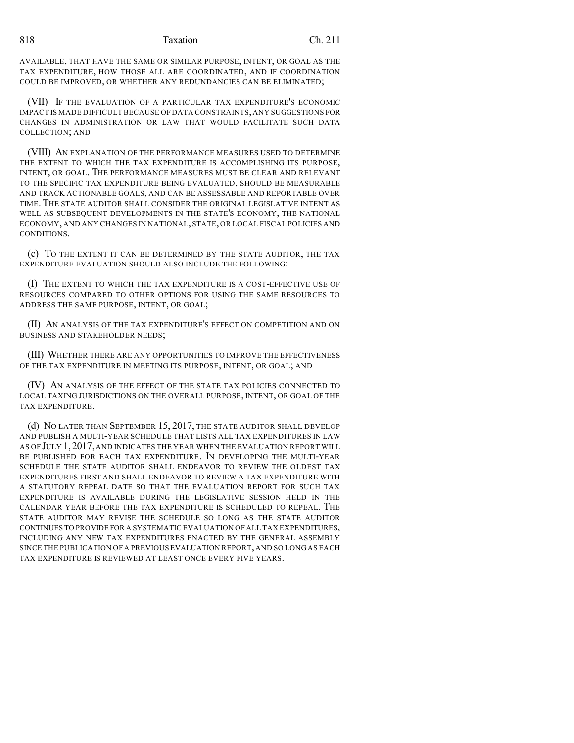AVAILABLE, THAT HAVE THE SAME OR SIMILAR PURPOSE, INTENT, OR GOAL AS THE TAX EXPENDITURE, HOW THOSE ALL ARE COORDINATED, AND IF COORDINATION COULD BE IMPROVED, OR WHETHER ANY REDUNDANCIES CAN BE ELIMINATED;

(VII) IF THE EVALUATION OF A PARTICULAR TAX EXPENDITURE'S ECONOMIC IMPACT IS MADE DIFFICULT BECAUSE OF DATA CONSTRAINTS, ANY SUGGESTIONS FOR CHANGES IN ADMINISTRATION OR LAW THAT WOULD FACILITATE SUCH DATA COLLECTION; AND

(VIII) AN EXPLANATION OF THE PERFORMANCE MEASURES USED TO DETERMINE THE EXTENT TO WHICH THE TAX EXPENDITURE IS ACCOMPLISHING ITS PURPOSE, INTENT, OR GOAL. THE PERFORMANCE MEASURES MUST BE CLEAR AND RELEVANT TO THE SPECIFIC TAX EXPENDITURE BEING EVALUATED, SHOULD BE MEASURABLE AND TRACK ACTIONABLE GOALS, AND CAN BE ASSESSABLE AND REPORTABLE OVER TIME. THE STATE AUDITOR SHALL CONSIDER THE ORIGINAL LEGISLATIVE INTENT AS WELL AS SUBSEQUENT DEVELOPMENTS IN THE STATE'S ECONOMY, THE NATIONAL ECONOMY, AND ANY CHANGES IN NATIONAL, STATE, OR LOCAL FISCAL POLICIES AND CONDITIONS.

(c) TO THE EXTENT IT CAN BE DETERMINED BY THE STATE AUDITOR, THE TAX EXPENDITURE EVALUATION SHOULD ALSO INCLUDE THE FOLLOWING:

(I) THE EXTENT TO WHICH THE TAX EXPENDITURE IS A COST-EFFECTIVE USE OF RESOURCES COMPARED TO OTHER OPTIONS FOR USING THE SAME RESOURCES TO ADDRESS THE SAME PURPOSE, INTENT, OR GOAL;

(II) AN ANALYSIS OF THE TAX EXPENDITURE'S EFFECT ON COMPETITION AND ON BUSINESS AND STAKEHOLDER NEEDS;

(III) WHETHER THERE ARE ANY OPPORTUNITIES TO IMPROVE THE EFFECTIVENESS OF THE TAX EXPENDITURE IN MEETING ITS PURPOSE, INTENT, OR GOAL; AND

(IV) AN ANALYSIS OF THE EFFECT OF THE STATE TAX POLICIES CONNECTED TO LOCAL TAXING JURISDICTIONS ON THE OVERALL PURPOSE, INTENT, OR GOAL OF THE TAX EXPENDITURE.

(d) NO LATER THAN SEPTEMBER 15, 2017, THE STATE AUDITOR SHALL DEVELOP AND PUBLISH A MULTI-YEAR SCHEDULE THAT LISTS ALL TAX EXPENDITURES IN LAW AS OF JULY 1, 2017, AND INDICATES THE YEAR WHEN THE EVALUATION REPORT WILL BE PUBLISHED FOR EACH TAX EXPENDITURE. IN DEVELOPING THE MULTI-YEAR SCHEDULE THE STATE AUDITOR SHALL ENDEAVOR TO REVIEW THE OLDEST TAX EXPENDITURES FIRST AND SHALL ENDEAVOR TO REVIEW A TAX EXPENDITURE WITH A STATUTORY REPEAL DATE SO THAT THE EVALUATION REPORT FOR SUCH TAX EXPENDITURE IS AVAILABLE DURING THE LEGISLATIVE SESSION HELD IN THE CALENDAR YEAR BEFORE THE TAX EXPENDITURE IS SCHEDULED TO REPEAL. THE STATE AUDITOR MAY REVISE THE SCHEDULE SO LONG AS THE STATE AUDITOR CONTINUES TO PROVIDE FOR A SYSTEMATIC EVALUATION OF ALL TAX EXPENDITURES, INCLUDING ANY NEW TAX EXPENDITURES ENACTED BY THE GENERAL ASSEMBLY SINCE THE PUBLICATION OF A PREVIOUS EVALUATION REPORT, AND SO LONG AS EACH TAX EXPENDITURE IS REVIEWED AT LEAST ONCE EVERY FIVE YEARS.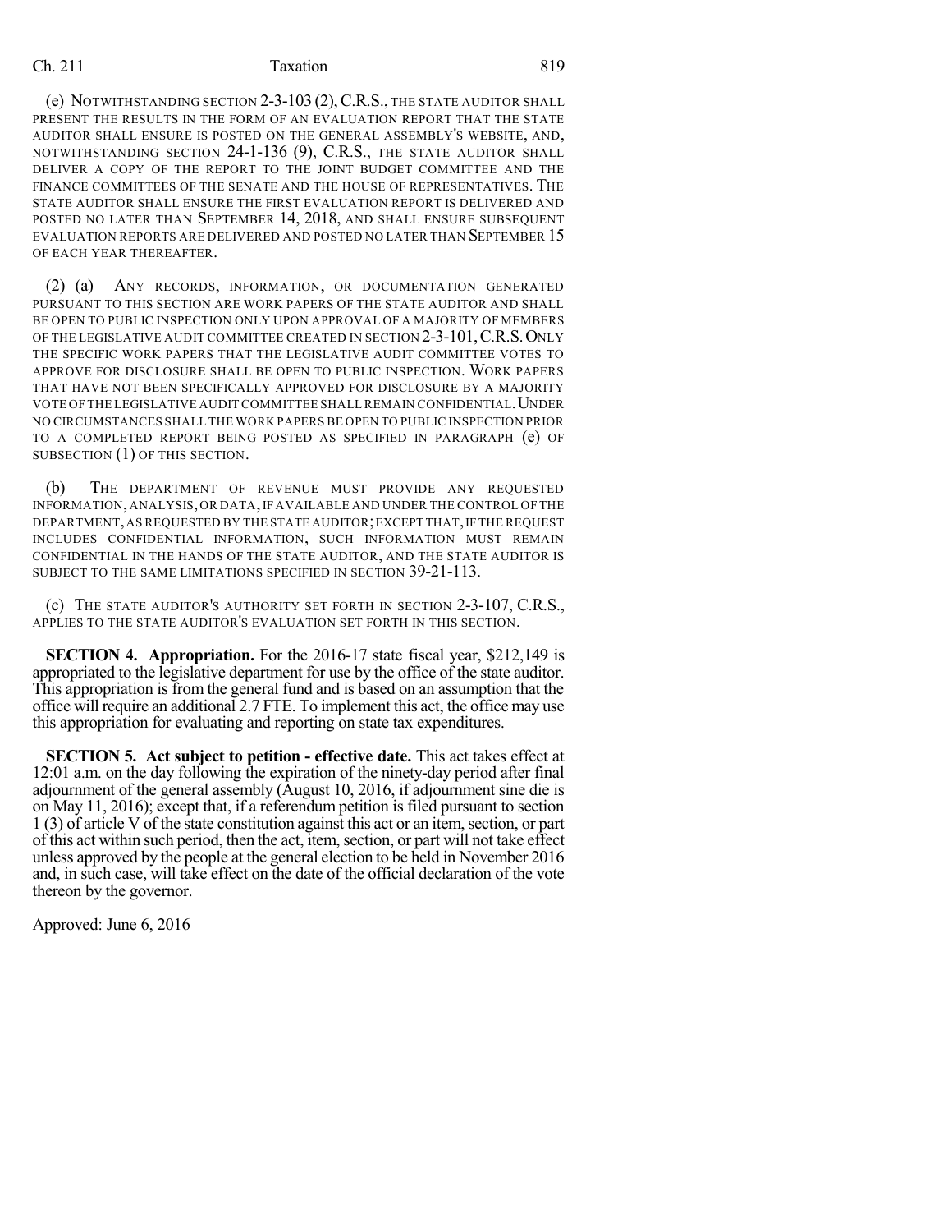(e) NOTWITHSTANDING SECTION 2-3-103 (2), C.R.S., THE STATE AUDITOR SHALL PRESENT THE RESULTS IN THE FORM OF AN EVALUATION REPORT THAT THE STATE AUDITOR SHALL ENSURE IS POSTED ON THE GENERAL ASSEMBLY'S WEBSITE, AND, NOTWITHSTANDING SECTION 24-1-136 (9), C.R.S., THE STATE AUDITOR SHALL DELIVER A COPY OF THE REPORT TO THE JOINT BUDGET COMMITTEE AND THE FINANCE COMMITTEES OF THE SENATE AND THE HOUSE OF REPRESENTATIVES. THE STATE AUDITOR SHALL ENSURE THE FIRST EVALUATION REPORT IS DELIVERED AND POSTED NO LATER THAN SEPTEMBER 14, 2018, AND SHALL ENSURE SUBSEQUENT EVALUATION REPORTS ARE DELIVERED AND POSTED NO LATER THAN SEPTEMBER 15 OF EACH YEAR THEREAFTER.

(2) (a) ANY RECORDS, INFORMATION, OR DOCUMENTATION GENERATED PURSUANT TO THIS SECTION ARE WORK PAPERS OF THE STATE AUDITOR AND SHALL BE OPEN TO PUBLIC INSPECTION ONLY UPON APPROVAL OF A MAJORITY OF MEMBERS OF THE LEGISLATIVE AUDIT COMMITTEE CREATED IN SECTION 2-3-101, C.R.S. ONLY THE SPECIFIC WORK PAPERS THAT THE LEGISLATIVE AUDIT COMMITTEE VOTES TO APPROVE FOR DISCLOSURE SHALL BE OPEN TO PUBLIC INSPECTION. WORK PAPERS THAT HAVE NOT BEEN SPECIFICALLY APPROVED FOR DISCLOSURE BY A MAJORITY VOTE OF THE LEGISLATIVE AUDIT COMMITTEE SHALL REMAIN CONFIDENTIAL. UNDER NO CIRCUMSTANCES SHALL THE WORK PAPERS BE OPEN TO PUBLIC INSPECTION PRIOR TO A COMPLETED REPORT BEING POSTED AS SPECIFIED IN PARAGRAPH (e) OF SUBSECTION (1) OF THIS SECTION.

(b) THE DEPARTMENT OF REVENUE MUST PROVIDE ANY REQUESTED INFORMATION, ANALYSIS, OR DATA, IF AVAILABLE AND UNDER THE CONTROL OF THE DEPARTMENT, AS REQUESTED BY THE STATE AUDITOR; EXCEPT THAT, IF THE REQUEST INCLUDES CONFIDENTIAL INFORMATION, SUCH INFORMATION MUST REMAIN CONFIDENTIAL IN THE HANDS OF THE STATE AUDITOR, AND THE STATE AUDITOR IS SUBJECT TO THE SAME LIMITATIONS SPECIFIED IN SECTION 39-21-113.

(c) THE STATE AUDITOR'S AUTHORITY SET FORTH IN SECTION 2-3-107, C.R.S., APPLIES TO THE STATE AUDITOR'S EVALUATION SET FORTH IN THIS SECTION.

**SECTION 4. Appropriation.** For the 2016-17 state fiscal year, $212,149 is appropriated to the legislative department for use by the office of the state auditor. This appropriation is from the general fund and is based on an assumption that the office will require an additional 2.7 FTE. To implement this act, the office may use this appropriation for evaluating and reporting on state tax expenditures.

**SECTION 5. Act subject to petition - effective date.** This act takes effect at 12:01 a.m. on the day following the expiration of the ninety-day period after final adjournment of the general assembly (August 10, 2016, if adjournment sine die is on May 11, 2016); except that, if a referendum petition is filed pursuant to section 1 (3) of article V of the state constitution against this act or an item, section, or part of this act within such period, then the act, item, section, or part will not take effect unless approved by the people at the general election to be held in November 2016 and, in such case, will take effect on the date of the official declaration of the vote thereon by the governor.

Approved: June 6, 2016